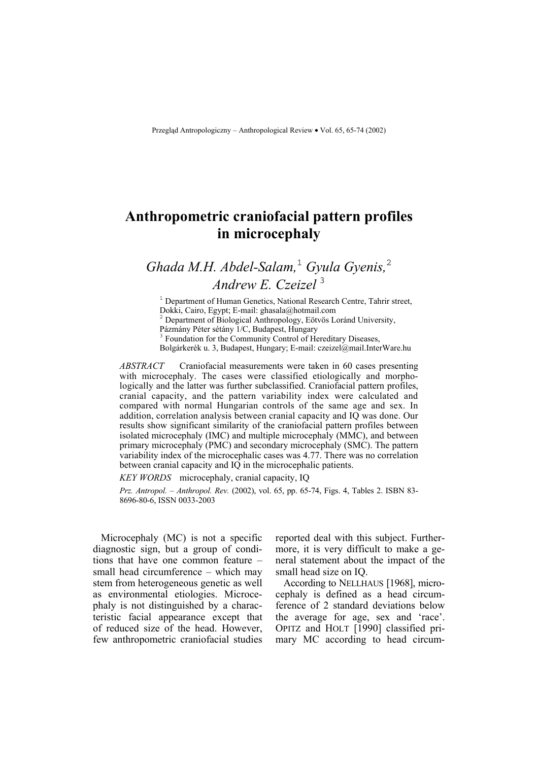# Anthropometric craniofacial pattern profiles in microcephaly

*Ghada M.H. Abdel-Salam,*[1] *Gyula Gyenis,*[2] *Andrew E. Czeizel*[3]

[1] Department of Human Genetics, National Research Centre, Tahrir street, Dokki, Cairo, Egypt; E-mail: ghasala@hotmail.com
[2] Department of Biological Anthropology, Eötvös Loránd University, Pázmány Péter sétány 1/C, Budapest, Hungary
[3] Foundation for the Community Control of Hereditary Diseases, Bolgárkerék u. 3, Budapest, Hungary; E-mail: czeizel@mail.InterWare.hu

*ABSTRACT* Craniofacial measurements were taken in 60 cases presenting with microcephaly. The cases were classified etiologically and morphologically and the latter was further subclassified. Craniofacial pattern profiles, cranial capacity, and the pattern variability index were calculated and compared with normal Hungarian controls of the same age and sex. In addition, correlation analysis between cranial capacity and IQ was done. Our results show significant similarity of the craniofacial pattern profiles between isolated microcephaly (IMC) and multiple microcephaly (MMC), and between primary microcephaly (PMC) and secondary microcephaly (SMC). The pattern variability index of the microcephalic cases was 4.77. There was no correlation between cranial capacity and IQ in the microcephalic patients.

*KEY WORDS* microcephaly, cranial capacity, IQ

*Prz. Antropol. – Anthropol. Rev.* (2002), vol. 65, pp. 65-74, Figs. 4, Tables 2. ISBN 83-8696-80-6, ISSN 0033-2003

Microcephaly (MC) is not a specific diagnostic sign, but a group of conditions that have one common feature – small head circumference – which may stem from heterogeneous genetic as well as environmental etiologies. Microcephaly is not distinguished by a characteristic facial appearance except that of reduced size of the head. However, few anthropometric craniofacial studies reported deal with this subject. Furthermore, it is very difficult to make a general statement about the impact of the small head size on IQ.

According to NELLHAUS [1968], microcephaly is defined as a head circumference of 2 standard deviations below the average for age, sex and 'race'. OPITZ and HOLT [1990] classified primary MC according to head circum-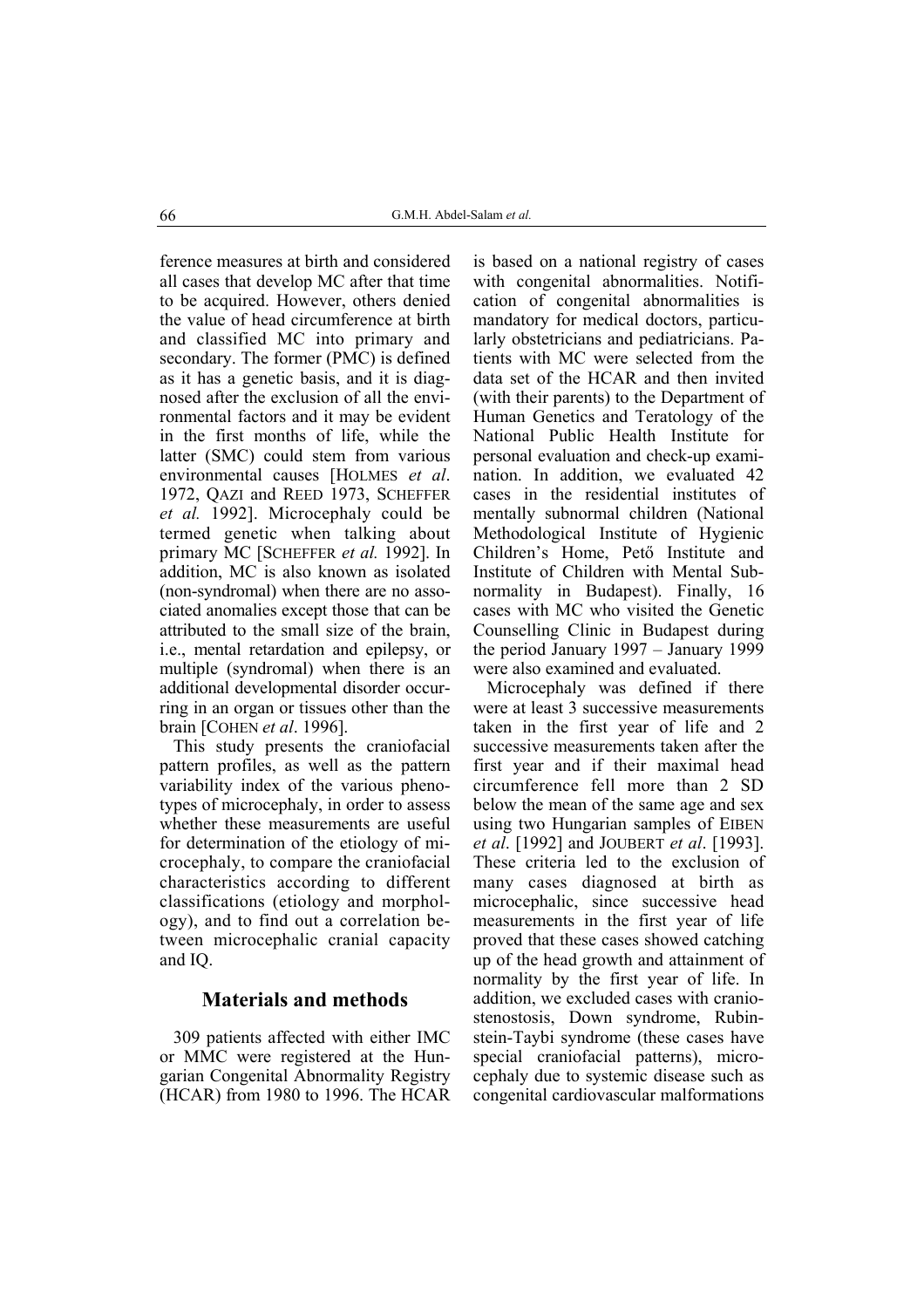ference measures at birth and considered all cases that develop MC after that time to be acquired. However, others denied the value of head circumference at birth and classified MC into primary and secondary. The former (PMC) is defined as it has a genetic basis, and it is diagnosed after the exclusion of all the environmental factors and it may be evident in the first months of life, while the latter (SMC) could stem from various environmental causes [HOLMES *et al*. 1972, QAZI and REED 1973, SCHEFFER *et al.* 1992]. Microcephaly could be termed genetic when talking about primary MC [SCHEFFER *et al.* 1992]. In addition, MC is also known as isolated (non-syndromal) when there are no associated anomalies except those that can be attributed to the small size of the brain, i.e., mental retardation and epilepsy, or multiple (syndromal) when there is an additional developmental disorder occurring in an organ or tissues other than the brain [COHEN *et al*. 1996].

This study presents the craniofacial pattern profiles, as well as the pattern variability index of the various phenotypes of microcephaly, in order to assess whether these measurements are useful for determination of the etiology of microcephaly, to compare the craniofacial characteristics according to different classifications (etiology and morphology), and to find out a correlation between microcephalic cranial capacity and IQ.

## Materials and methods

309 patients affected with either IMC or MMC were registered at the Hungarian Congenital Abnormality Registry (HCAR) from 1980 to 1996. The HCAR is based on a national registry of cases with congenital abnormalities. Notification of congenital abnormalities is mandatory for medical doctors, particularly obstetricians and pediatricians. Patients with MC were selected from the data set of the HCAR and then invited (with their parents) to the Department of Human Genetics and Teratology of the National Public Health Institute for personal evaluation and check-up examination. In addition, we evaluated 42 cases in the residential institutes of mentally subnormal children (National Methodological Institute of Hygienic Children's Home, Pető Institute and Institute of Children with Mental Subnormality in Budapest). Finally, 16 cases with MC who visited the Genetic Counselling Clinic in Budapest during the period January 1997 – January 1999 were also examined and evaluated.

Microcephaly was defined if there were at least 3 successive measurements taken in the first year of life and 2 successive measurements taken after the first year and if their maximal head circumference fell more than 2 SD below the mean of the same age and sex using two Hungarian samples of EIBEN *et al*. [1992] and JOUBERT *et al*. [1993]. These criteria led to the exclusion of many cases diagnosed at birth as microcephalic, since successive head measurements in the first year of life proved that these cases showed catching up of the head growth and attainment of normality by the first year of life. In addition, we excluded cases with craniostenostosis, Down syndrome, Rubinstein-Taybi syndrome (these cases have special craniofacial patterns), microcephaly due to systemic disease such as congenital cardiovascular malformations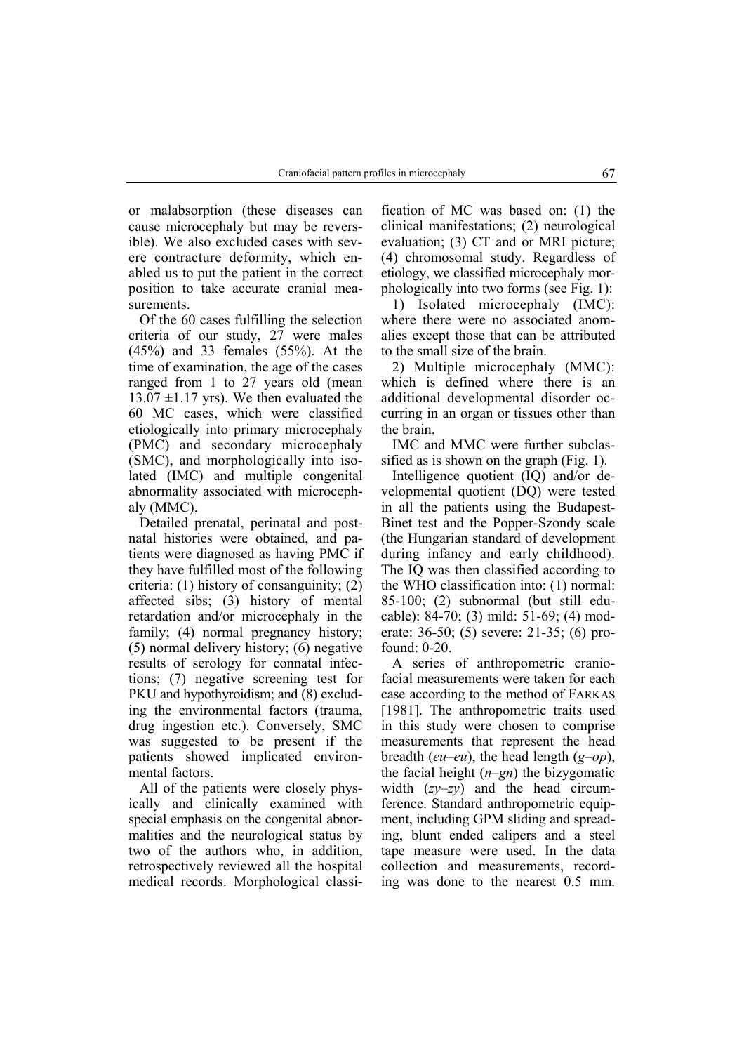or malabsorption (these diseases can cause microcephaly but may be reversible). We also excluded cases with severe contracture deformity, which enabled us to put the patient in the correct position to take accurate cranial measurements.

Of the 60 cases fulfilling the selection criteria of our study, 27 were males (45%) and 33 females (55%). At the time of examination, the age of the cases ranged from 1 to 27 years old (mean 13.07 ±1.17 yrs). We then evaluated the 60 MC cases, which were classified etiologically into primary microcephaly (PMC) and secondary microcephaly (SMC), and morphologically into isolated (IMC) and multiple congenital abnormality associated with microcephaly (MMC).

Detailed prenatal, perinatal and postnatal histories were obtained, and patients were diagnosed as having PMC if they have fulfilled most of the following criteria: (1) history of consanguinity; (2) affected sibs; (3) history of mental retardation and/or microcephaly in the family; (4) normal pregnancy history; (5) normal delivery history; (6) negative results of serology for connatal infections; (7) negative screening test for PKU and hypothyroidism; and (8) excluding the environmental factors (trauma, drug ingestion etc.). Conversely, SMC was suggested to be present if the patients showed implicated environmental factors.

All of the patients were closely physically and clinically examined with special emphasis on the congenital abnormalities and the neurological status by two of the authors who, in addition, retrospectively reviewed all the hospital medical records. Morphological classification of MC was based on: (1) the clinical manifestations; (2) neurological evaluation; (3) CT and or MRI picture; (4) chromosomal study. Regardless of etiology, we classified microcephaly morphologically into two forms (see Fig. 1):

1) Isolated microcephaly (IMC): where there were no associated anomalies except those that can be attributed to the small size of the brain.

2) Multiple microcephaly (MMC): which is defined where there is an additional developmental disorder occurring in an organ or tissues other than the brain.

IMC and MMC were further subclassified as is shown on the graph (Fig. 1).

Intelligence quotient (IQ) and/or developmental quotient (DQ) were tested in all the patients using the Budapest-Binet test and the Popper-Szondy scale (the Hungarian standard of development during infancy and early childhood). The IQ was then classified according to the WHO classification into: (1) normal: 85-100; (2) subnormal (but still educable): 84-70; (3) mild: 51-69; (4) moderate: 36-50; (5) severe: 21-35; (6) profound: 0-20.

A series of anthropometric craniofacial measurements were taken for each case according to the method of FARKAS [1981]. The anthropometric traits used in this study were chosen to comprise measurements that represent the head breadth (*eu–eu*), the head length (*g–op*), the facial height (*n–gn*) the bizygomatic width (*zy–zy*) and the head circumference. Standard anthropometric equipment, including GPM sliding and spreading, blunt ended calipers and a steel tape measure were used. In the data collection and measurements, recording was done to the nearest 0.5 mm.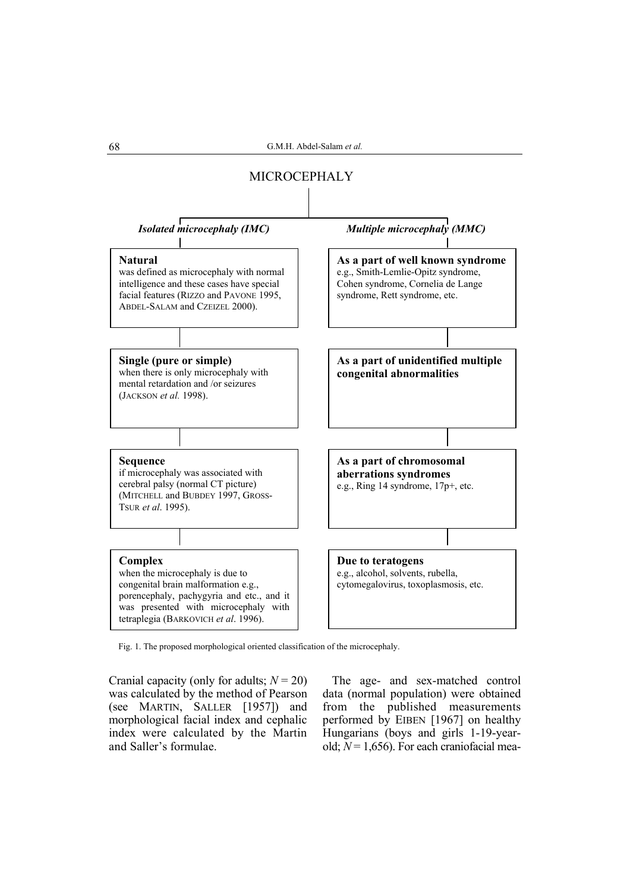MICROCEPHALY

| *Isolated microcephaly (IMC)* | *Multiple microcephaly (MMC)* |
|---|---|
| **Natural** was defined as microcephaly with normal intelligence and these cases have special facial features (RIZZO and PAVONE 1995, ABDEL-SALAM and CZEIZEL 2000). | **As a part of well known syndrome** e.g., Smith-Lemlie-Opitz syndrome, Cohen syndrome, Cornelia de Lange syndrome, Rett syndrome, etc. |
| **Single (pure or simple)** when there is only microcephaly with mental retardation and /or seizures (JACKSON *et al.* 1998). | **As a part of unidentified multiple congenital abnormalities** |
| **Sequence** if microcephaly was associated with cerebral palsy (normal CT picture) (MITCHELL and BUBDEY 1997, GROSS-TSUR *et al*. 1995). | **As a part of chromosomal aberrations syndromes** e.g., Ring 14 syndrome, 17p+, etc. |
| **Complex** when the microcephaly is due to congenital brain malformation e.g., porencephaly, pachygyria and etc., and it was presented with microcephaly with tetraplegia (BARKOVICH *et al*. 1996). | **Due to teratogens** e.g., alcohol, solvents, rubella, cytomegalovirus, toxoplasmosis, etc. |

Fig. 1. The proposed morphological oriented classification of the microcephaly.

Cranial capacity (only for adults; $N = 20$) was calculated by the method of Pearson (see MARTIN, SALLER [1957]) and morphological facial index and cephalic index were calculated by the Martin and Saller's formulae.

The age- and sex-matched control data (normal population) were obtained from the published measurements performed by EIBEN [1967] on healthy Hungarians (boys and girls 1-19-year-old; $N = 1{,}656$). For each craniofacial mea-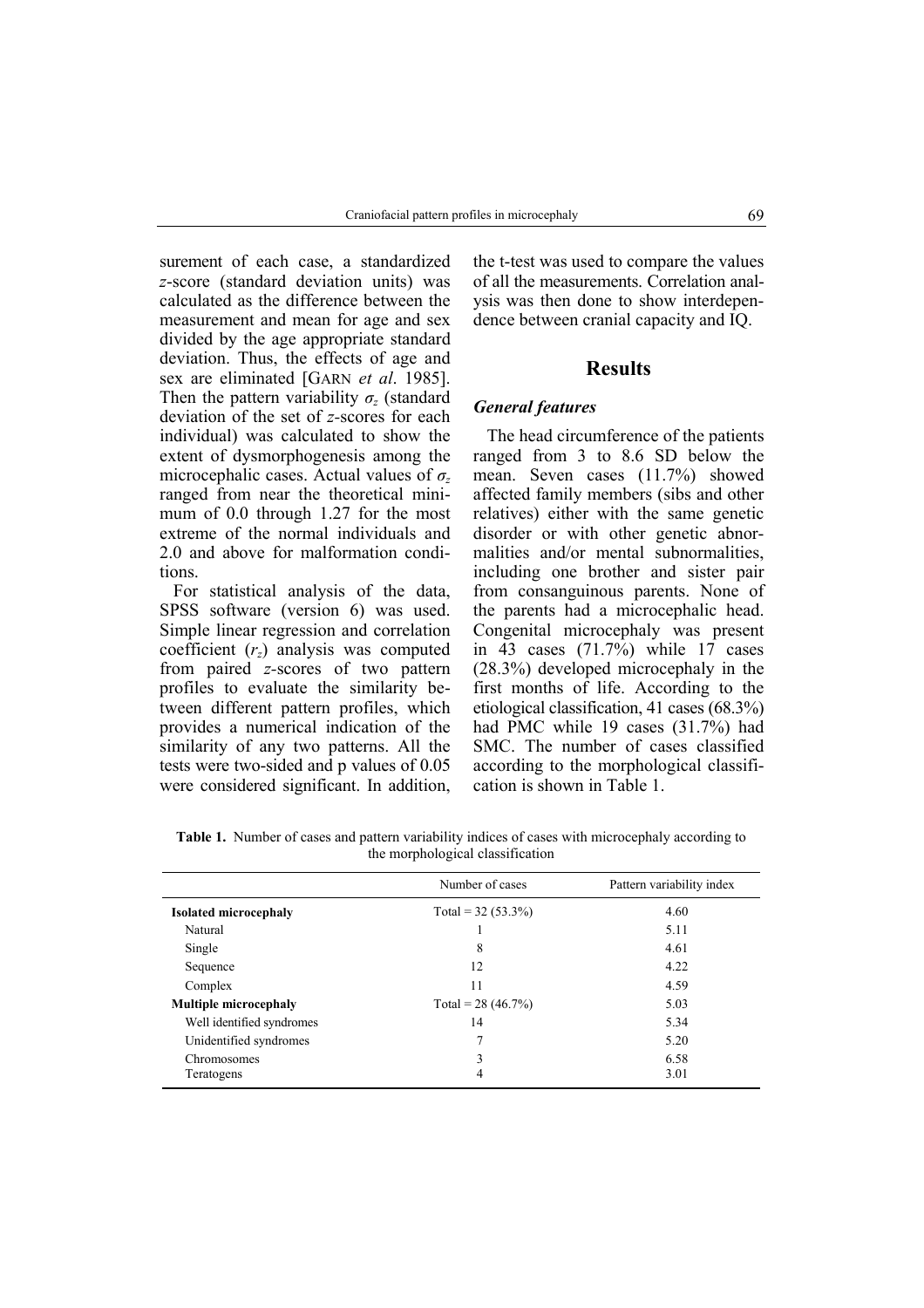surement of each case, a standardized *z*-score (standard deviation units) was calculated as the difference between the measurement and mean for age and sex divided by the age appropriate standard deviation. Thus, the effects of age and sex are eliminated [GARN *et al*. 1985]. Then the pattern variability $\sigma_z$ (standard deviation of the set of *z*-scores for each individual) was calculated to show the extent of dysmorphogenesis among the microcephalic cases. Actual values of $\sigma_z$ ranged from near the theoretical minimum of 0.0 through 1.27 for the most extreme of the normal individuals and 2.0 and above for malformation conditions.

For statistical analysis of the data, SPSS software (version 6) was used. Simple linear regression and correlation coefficient ($r_z$) analysis was computed from paired *z*-scores of two pattern profiles to evaluate the similarity between different pattern profiles, which provides a numerical indication of the similarity of any two patterns. All the tests were two-sided and p values of 0.05 were considered significant. In addition, the t-test was used to compare the values of all the measurements. Correlation analysis was then done to show interdependence between cranial capacity and IQ.

## Results

### *General features*

The head circumference of the patients ranged from 3 to 8.6 SD below the mean. Seven cases (11.7%) showed affected family members (sibs and other relatives) either with the same genetic disorder or with other genetic abnormalities and/or mental subnormalities, including one brother and sister pair from consanguinous parents. None of the parents had a microcephalic head. Congenital microcephaly was present in 43 cases (71.7%) while 17 cases (28.3%) developed microcephaly in the first months of life. According to the etiological classification, 41 cases (68.3%) had PMC while 19 cases (31.7%) had SMC. The number of cases classified according to the morphological classification is shown in Table 1.

**Table 1.** Number of cases and pattern variability indices of cases with microcephaly according to the morphological classification

| | Number of cases | Pattern variability index |
|---|---|---|
| **Isolated microcephaly** | Total = 32 (53.3%) | 4.60 |
| Natural | 1 | 5.11 |
| Single | 8 | 4.61 |
| Sequence | 12 | 4.22 |
| Complex | 11 | 4.59 |
| **Multiple microcephaly** | Total = 28 (46.7%) | 5.03 |
| Well identified syndromes | 14 | 5.34 |
| Unidentified syndromes | 7 | 5.20 |
| Chromosomes | 3 | 6.58 |
| Teratogens | 4 | 3.01 |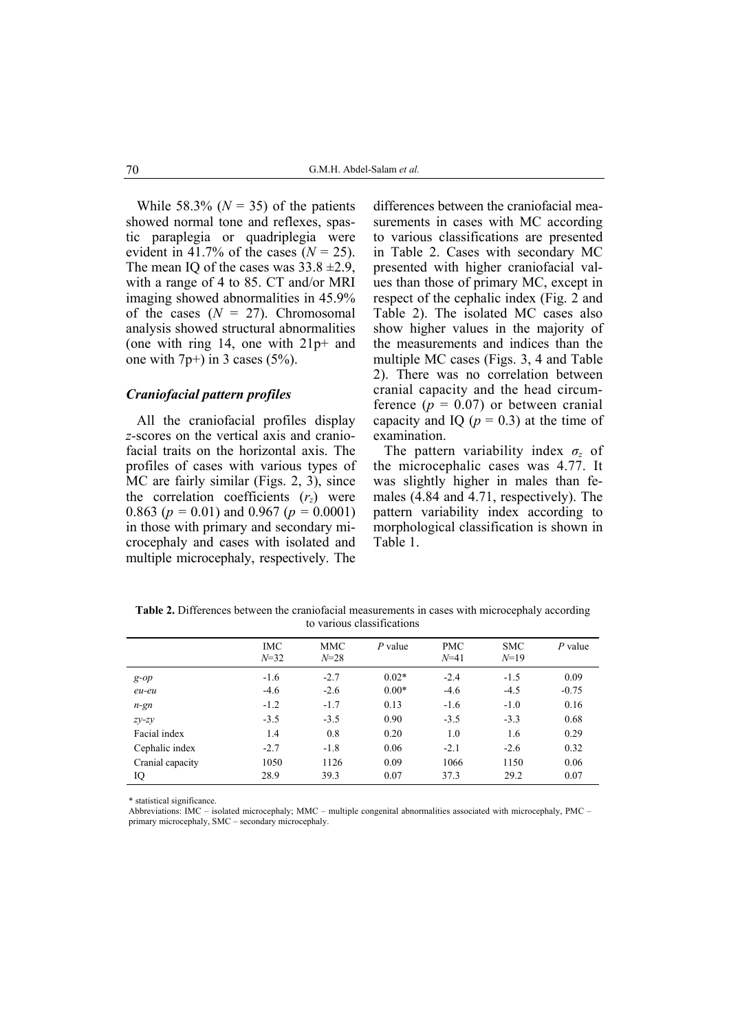While 58.3% ($N = 35$) of the patients showed normal tone and reflexes, spastic paraplegia or quadriplegia were evident in 41.7% of the cases ($N = 25$). The mean IQ of the cases was $33.8 \pm 2.9$, with a range of 4 to 85. CT and/or MRI imaging showed abnormalities in 45.9% of the cases ($N = 27$). Chromosomal analysis showed structural abnormalities (one with ring 14, one with 21p+ and one with 7p+) in 3 cases (5%).

### *Craniofacial pattern profiles*

All the craniofacial profiles display *z*-scores on the vertical axis and craniofacial traits on the horizontal axis. The profiles of cases with various types of MC are fairly similar (Figs. 2, 3), since the correlation coefficients ($r_z$) were 0.863 ($p = 0.01$) and 0.967 ($p = 0.0001$) in those with primary and secondary microcephaly and cases with isolated and multiple microcephaly, respectively. The differences between the craniofacial measurements in cases with MC according to various classifications are presented in Table 2. Cases with secondary MC presented with higher craniofacial values than those of primary MC, except in respect of the cephalic index (Fig. 2 and Table 2). The isolated MC cases also show higher values in the majority of the measurements and indices than the multiple MC cases (Figs. 3, 4 and Table 2). There was no correlation between cranial capacity and the head circumference ($p = 0.07$) or between cranial capacity and IQ ($p = 0.3$) at the time of examination.

The pattern variability index $\sigma_z$ of the microcephalic cases was 4.77. It was slightly higher in males than females (4.84 and 4.71, respectively). The pattern variability index according to morphological classification is shown in Table 1.

**Table 2.** Differences between the craniofacial measurements in cases with microcephaly according to various classifications

| | IMC $N$=32 | MMC $N$=28 | $P$ value | PMC $N$=41 | SMC $N$=19 | $P$ value |
|---|---|---|---|---|---|---|
| *g-op* | -1.6 | -2.7 | 0.02* | -2.4 | -1.5 | 0.09 |
| *eu-eu* | -4.6 | -2.6 | 0.00* | -4.6 | -4.5 | -0.75 |
| *n-gn* | -1.2 | -1.7 | 0.13 | -1.6 | -1.0 | 0.16 |
| *zy-zy* | -3.5 | -3.5 | 0.90 | -3.5 | -3.3 | 0.68 |
| Facial index | 1.4 | 0.8 | 0.20 | 1.0 | 1.6 | 0.29 |
| Cephalic index | -2.7 | -1.8 | 0.06 | -2.1 | -2.6 | 0.32 |
| Cranial capacity | 1050 | 1126 | 0.09 | 1066 | 1150 | 0.06 |
| IQ | 28.9 | 39.3 | 0.07 | 37.3 | 29.2 | 0.07 |

\* statistical significance.

Abbreviations: IMC – isolated microcephaly; MMC – multiple congenital abnormalities associated with microcephaly, PMC – primary microcephaly, SMC – secondary microcephaly.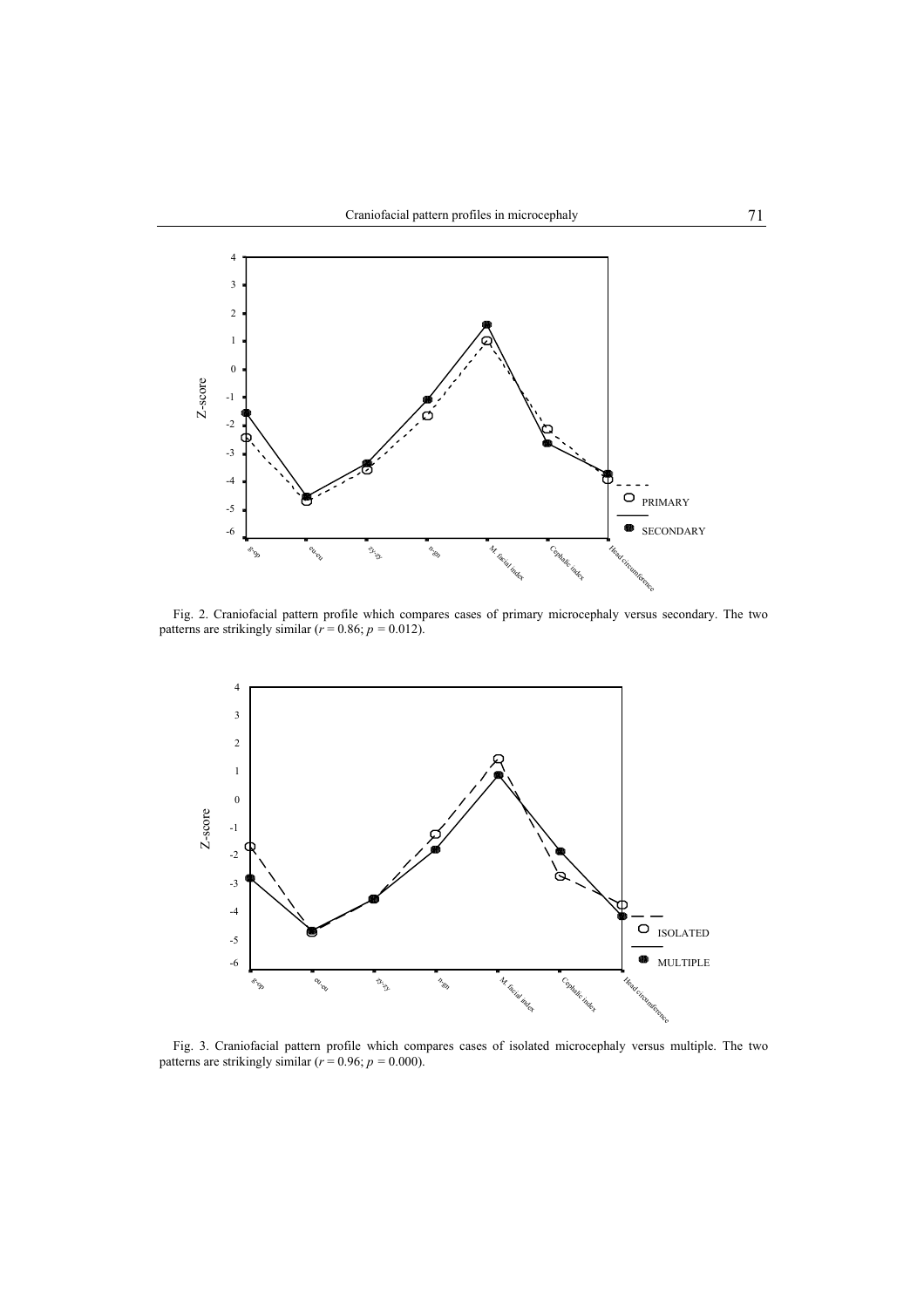Fig. 2. Craniofacial pattern profile which compares cases of primary microcephaly versus secondary. The two patterns are strikingly similar ($r = 0.86$; $p = 0.012$).

Fig. 3. Craniofacial pattern profile which compares cases of isolated microcephaly versus multiple. The two patterns are strikingly similar ($r = 0.96$; $p = 0.000$).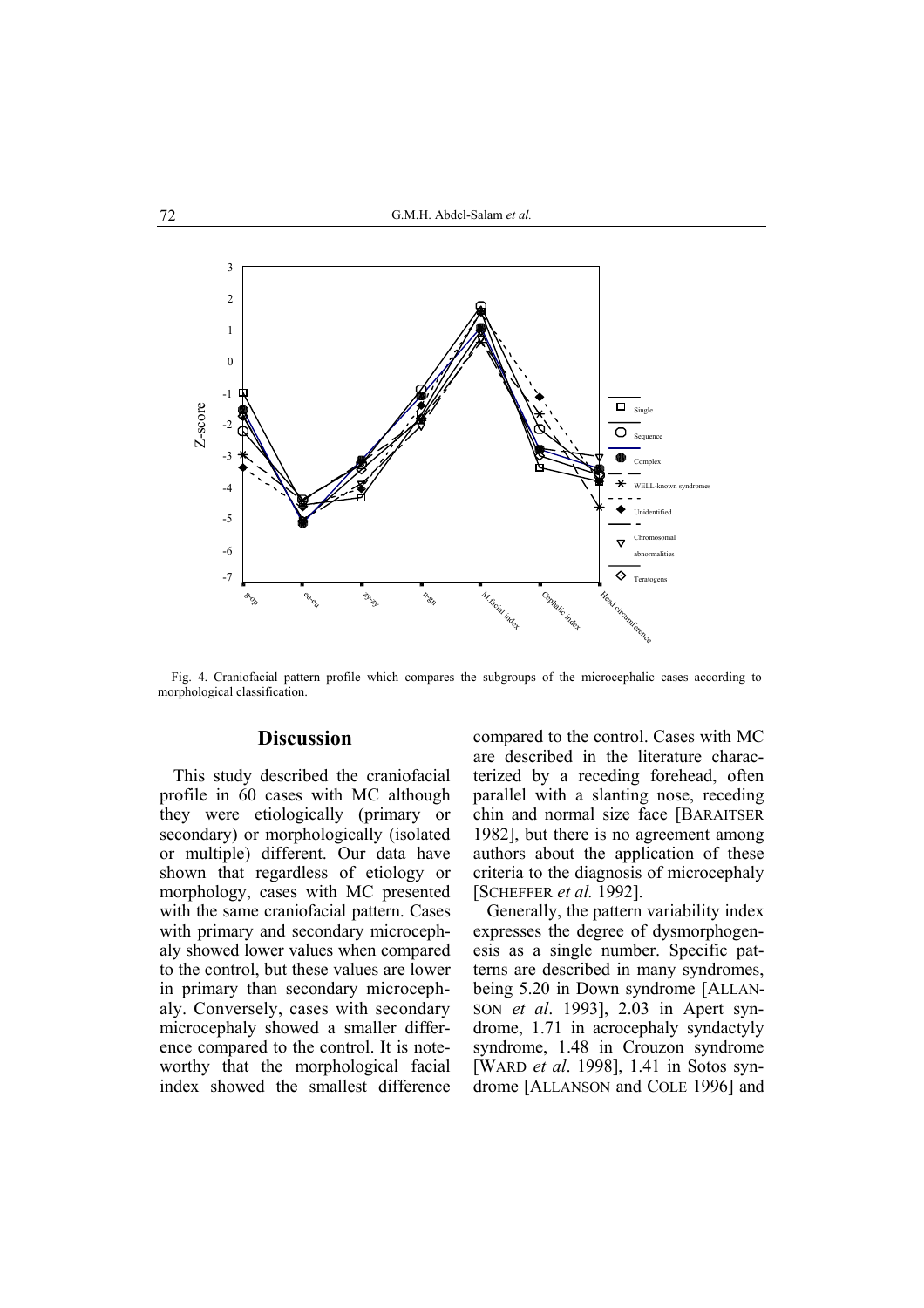Fig. 4. Craniofacial pattern profile which compares the subgroups of the microcephalic cases according to morphological classification.

## Discussion

This study described the craniofacial profile in 60 cases with MC although they were etiologically (primary or secondary) or morphologically (isolated or multiple) different. Our data have shown that regardless of etiology or morphology, cases with MC presented with the same craniofacial pattern. Cases with primary and secondary microcephaly showed lower values when compared to the control, but these values are lower in primary than secondary microcephaly. Conversely, cases with secondary microcephaly showed a smaller difference compared to the control. It is noteworthy that the morphological facial index showed the smallest difference compared to the control. Cases with MC are described in the literature characterized by a receding forehead, often parallel with a slanting nose, receding chin and normal size face [BARAITSER 1982], but there is no agreement among authors about the application of these criteria to the diagnosis of microcephaly [SCHEFFER *et al.* 1992].

Generally, the pattern variability index expresses the degree of dysmorphogenesis as a single number. Specific patterns are described in many syndromes, being 5.20 in Down syndrome [ALLANSON *et al*. 1993], 2.03 in Apert syndrome, 1.71 in acrocephaly syndactyly syndrome, 1.48 in Crouzon syndrome [WARD *et al*. 1998], 1.41 in Sotos syndrome [ALLANSON and COLE 1996] and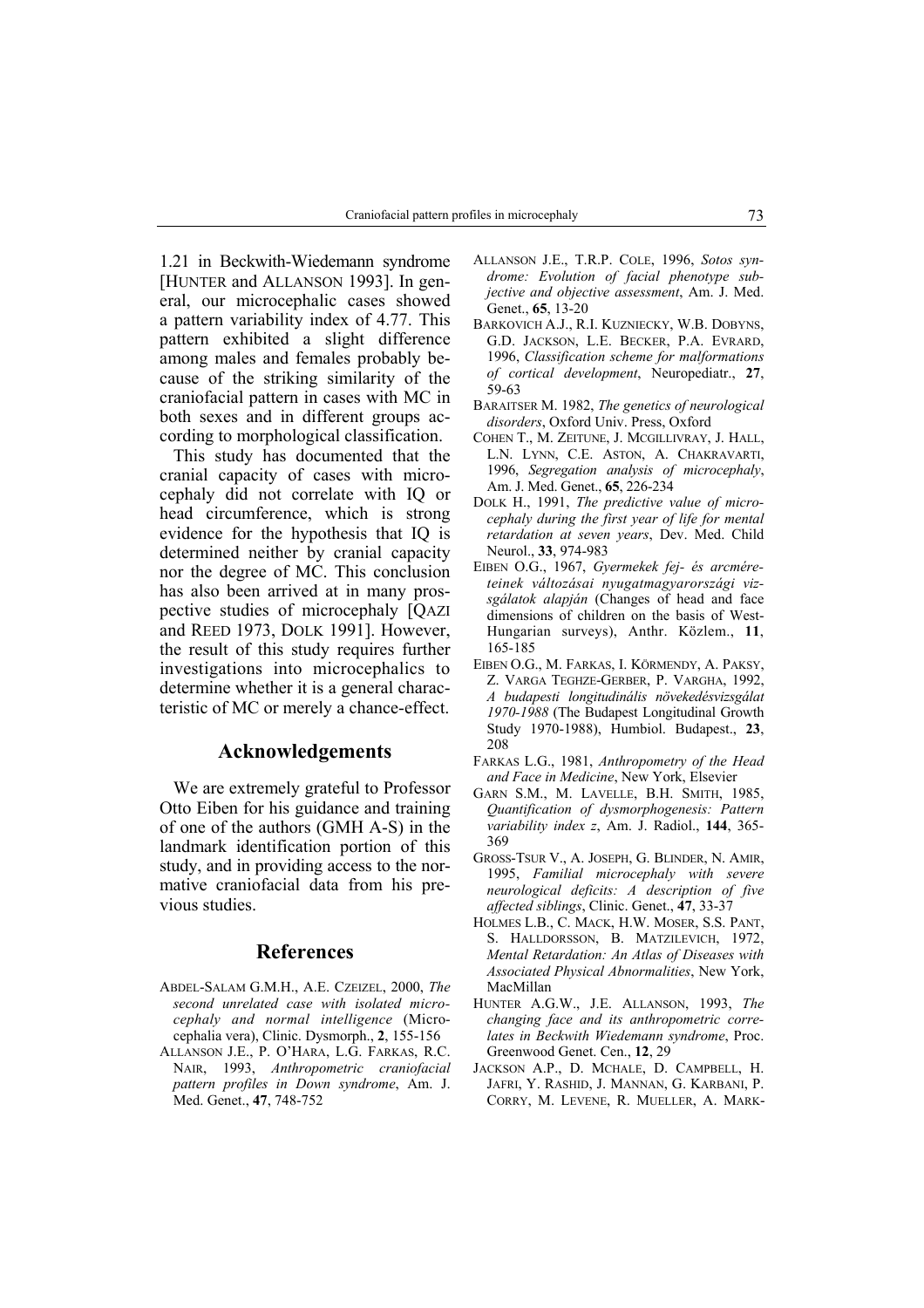1.21 in Beckwith-Wiedemann syndrome [HUNTER and ALLANSON 1993]. In general, our microcephalic cases showed a pattern variability index of 4.77. This pattern exhibited a slight difference among males and females probably because of the striking similarity of the craniofacial pattern in cases with MC in both sexes and in different groups according to morphological classification.

This study has documented that the cranial capacity of cases with microcephaly did not correlate with IQ or head circumference, which is strong evidence for the hypothesis that IQ is determined neither by cranial capacity nor the degree of MC. This conclusion has also been arrived at in many prospective studies of microcephaly [QAZI and REED 1973, DOLK 1991]. However, the result of this study requires further investigations into microcephalics to determine whether it is a general characteristic of MC or merely a chance-effect.

## Acknowledgements

We are extremely grateful to Professor Otto Eiben for his guidance and training of one of the authors (GMH A-S) in the landmark identification portion of this study, and in providing access to the normative craniofacial data from his previous studies.

## References

ABDEL-SALAM G.M.H., A.E. CZEIZEL, 2000, *The second unrelated case with isolated microcephaly and normal intelligence* (Microcephalia vera), Clinic. Dysmorph., **2**, 155-156

ALLANSON J.E., P. O'HARA, L.G. FARKAS, R.C. NAIR, 1993, *Anthropometric craniofacial pattern profiles in Down syndrome*, Am. J. Med. Genet., **47**, 748-752

ALLANSON J.E., T.R.P. COLE, 1996, *Sotos syndrome: Evolution of facial phenotype subjective and objective assessment*, Am. J. Med. Genet., **65**, 13-20

BARKOVICH A.J., R.I. KUZNIECKY, W.B. DOBYNS, G.D. JACKSON, L.E. BECKER, P.A. EVRARD, 1996, *Classification scheme for malformations of cortical development*, Neuropediatr., **27**, 59-63

BARAITSER M. 1982, *The genetics of neurological disorders*, Oxford Univ. Press, Oxford

COHEN T., M. ZEITUNE, J. MCGILLIVRAY, J. HALL, L.N. LYNN, C.E. ASTON, A. CHAKRAVARTI, 1996, *Segregation analysis of microcephaly*, Am. J. Med. Genet., **65**, 226-234

DOLK H., 1991, *The predictive value of microcephaly during the first year of life for mental retardation at seven years*, Dev. Med. Child Neurol., **33**, 974-983

EIBEN O.G., 1967, *Gyermekek fej- és arcméreteinek változásai nyugatmagyarországi vizsgálatok alapján* (Changes of head and face dimensions of children on the basis of West-Hungarian surveys), Anthr. Közlem., **11**, 165-185

EIBEN O.G., M. FARKAS, I. KÖRMENDY, A. PAKSY, Z. VARGA TEGHZE-GERBER, P. VARGHA, 1992, *A budapesti longitudinális növekedésvizsgálat 1970-1988* (The Budapest Longitudinal Growth Study 1970-1988), Humbiol. Budapest., **23**, 208

FARKAS L.G., 1981, *Anthropometry of the Head and Face in Medicine*, New York, Elsevier

GARN S.M., M. LAVELLE, B.H. SMITH, 1985, *Quantification of dysmorphogenesis: Pattern variability index z*, Am. J. Radiol., **144**, 365-369

GROSS-TSUR V., A. JOSEPH, G. BLINDER, N. AMIR, 1995, *Familial microcephaly with severe neurological deficits: A description of five affected siblings*, Clinic. Genet., **47**, 33-37

HOLMES L.B., C. MACK, H.W. MOSER, S.S. PANT, S. HALLDORSSON, B. MATZILEVICH, 1972, *Mental Retardation: An Atlas of Diseases with Associated Physical Abnormalities*, New York, MacMillan

HUNTER A.G.W., J.E. ALLANSON, 1993, *The changing face and its anthropometric correlates in Beckwith Wiedemann syndrome*, Proc. Greenwood Genet. Cen., **12**, 29

JACKSON A.P., D. MCHALE, D. CAMPBELL, H. JAFRI, Y. RASHID, J. MANNAN, G. KARBANI, P. CORRY, M. LEVENE, R. MUELLER, A. MARK-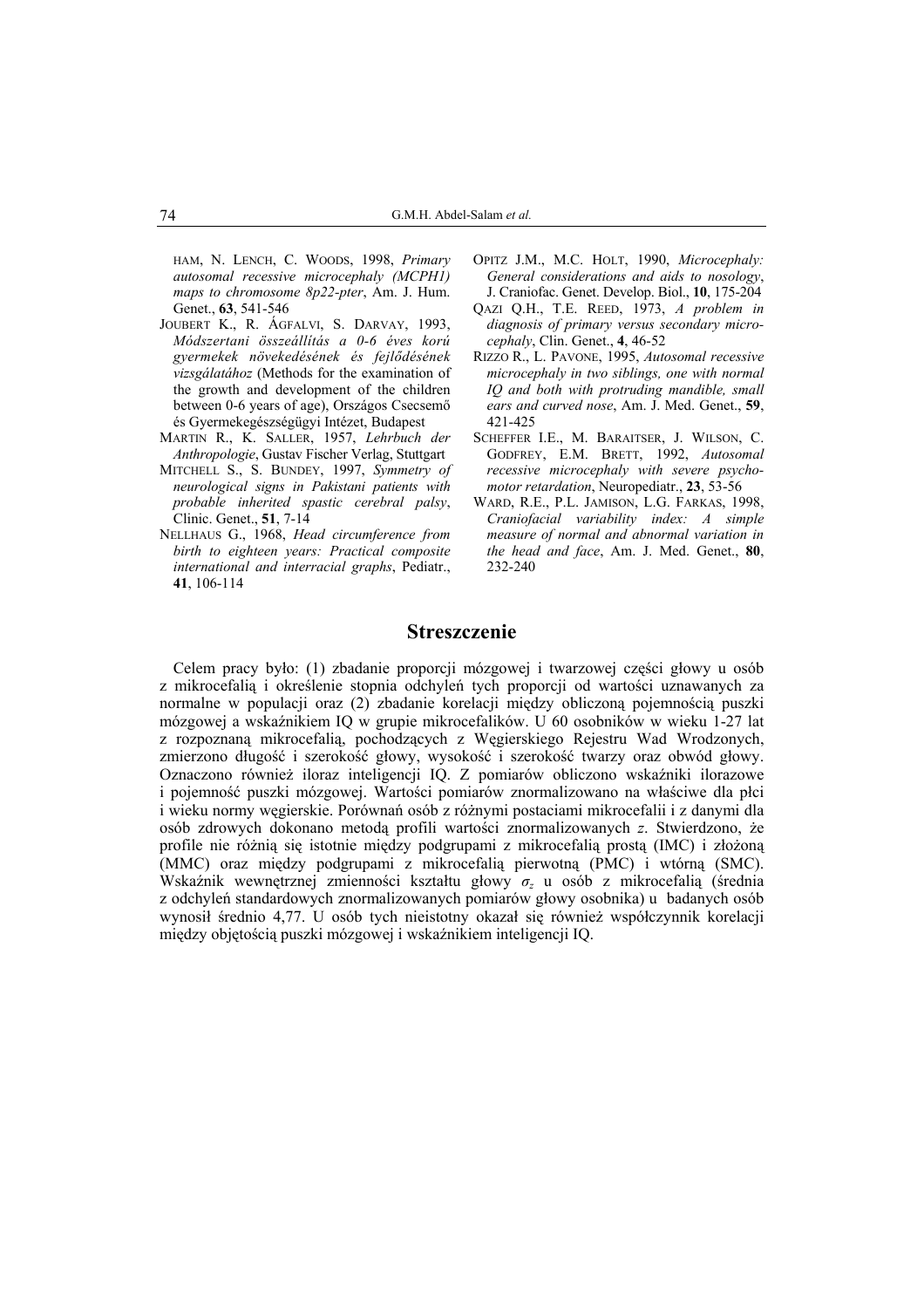HAM, N. LENCH, C. WOODS, 1998, *Primary autosomal recessive microcephaly (MCPH1) maps to chromosome 8p22-pter*, Am. J. Hum. Genet., **63**, 541-546

JOUBERT K., R. ÁGFALVI, S. DARVAY, 1993, *Módszertani összeállítás a 0-6 éves korú gyermekek növekedésének és fejlődésének vizsgálatához* (Methods for the examination of the growth and development of the children between 0-6 years of age), Országos Csecsemő és Gyermekegészségügyi Intézet, Budapest

MARTIN R., K. SALLER, 1957, *Lehrbuch der Anthropologie*, Gustav Fischer Verlag, Stuttgart

MITCHELL S., S. BUNDEY, 1997, *Symmetry of neurological signs in Pakistani patients with probable inherited spastic cerebral palsy*, Clinic. Genet., **51**, 7-14

NELLHAUS G., 1968, *Head circumference from birth to eighteen years: Practical composite international and interracial graphs*, Pediatr., **41**, 106-114

OPITZ J.M., M.C. HOLT, 1990, *Microcephaly: General considerations and aids to nosology*, J. Craniofac. Genet. Develop. Biol., **10**, 175-204

QAZI Q.H., T.E. REED, 1973, *A problem in diagnosis of primary versus secondary microcephaly*, Clin. Genet., **4**, 46-52

RIZZO R., L. PAVONE, 1995, *Autosomal recessive microcephaly in two siblings, one with normal IQ and both with protruding mandible, small ears and curved nose*, Am. J. Med. Genet., **59**, 421-425

SCHEFFER I.E., M. BARAITSER, J. WILSON, C. GODFREY, E.M. BRETT, 1992, *Autosomal recessive microcephaly with severe psychomotor retardation*, Neuropediatr., **23**, 53-56

WARD, R.E., P.L. JAMISON, L.G. FARKAS, 1998, *Craniofacial variability index: A simple measure of normal and abnormal variation in the head and face*, Am. J. Med. Genet., **80**, 232-240

## Streszczenie

Celem pracy było: (1) zbadanie proporcji mózgowej i twarzowej części głowy u osób z mikrocefalią i określenie stopnia odchyleń tych proporcji od wartości uznawanych za normalne w populacji oraz (2) zbadanie korelacji między obliczoną pojemnością puszki mózgowej a wskaźnikiem IQ w grupie mikrocefalików. U 60 osobników w wieku 1-27 lat z rozpoznaną mikrocefalią, pochodzących z Węgierskiego Rejestru Wad Wrodzonych, zmierzono długość i szerokość głowy, wysokość i szerokość twarzy oraz obwód głowy. Oznaczono również iloraz inteligencji IQ. Z pomiarów obliczono wskaźniki ilorazowe i pojemność puszki mózgowej. Wartości pomiarów znormalizowano na właściwe dla płci i wieku normy węgierskie. Porównań osób z różnymi postaciami mikrocefalii i z danymi dla osób zdrowych dokonano metodą profili wartości znormalizowanych *z*. Stwierdzono, że profile nie różnią się istotnie między podgrupami z mikrocefalią prostą (IMC) i złożoną (MMC) oraz między podgrupami z mikrocefalią pierwotną (PMC) i wtórną (SMC). Wskaźnik wewnętrznej zmienności kształtu głowy $\sigma_z$ u osób z mikrocefalią (średnia z odchyleń standardowych znormalizowanych pomiarów głowy osobnika) u badanych osób wynosił średnio 4,77. U osób tych nieistotny okazał się również współczynnik korelacji między objętością puszki mózgowej i wskaźnikiem inteligencji IQ.